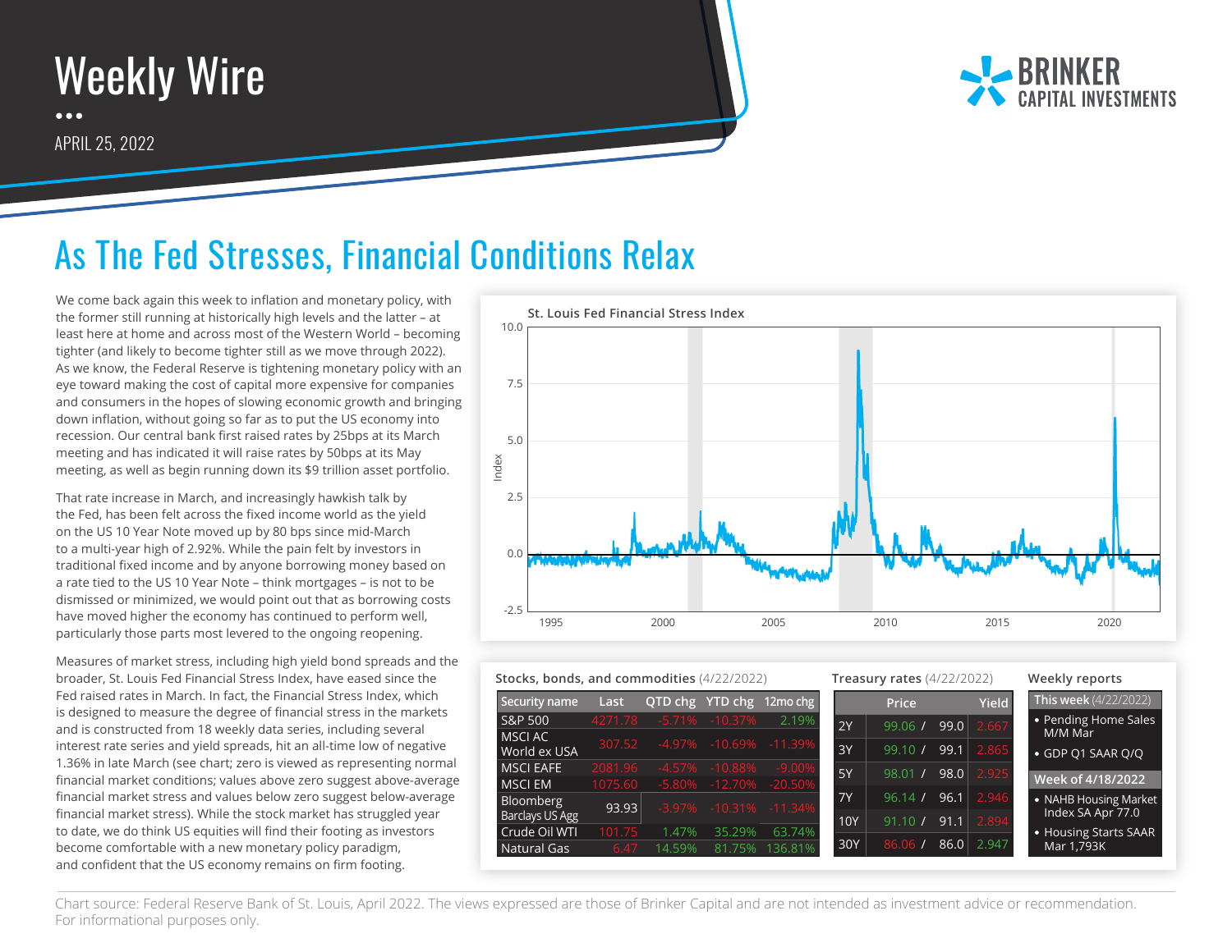# Weekly Wire

APRIL 25, 2022

BRINKER CAPITAL INVESTMENTS

## As The Fed Stresses, Financial Conditions Relax

We come back again this week to inflation and monetary policy, with the former still running at historically high levels and the latter – at least here at home and across most of the Western World – becoming tighter (and likely to become tighter still as we move through 2022). As we know, the Federal Reserve is tightening monetary policy with an eye toward making the cost of capital more expensive for companies and consumers in the hopes of slowing economic growth and bringing down inflation, without going so far as to put the US economy into recession. Our central bank first raised rates by 25bps at its March meeting and has indicated it will raise rates by 50bps at its May meeting, as well as begin running down its $9 trillion asset portfolio.

That rate increase in March, and increasingly hawkish talk by the Fed, has been felt across the fixed income world as the yield on the US 10 Year Note moved up by 80 bps since mid-March to a multi-year high of 2.92%. While the pain felt by investors in traditional fixed income and by anyone borrowing money based on a rate tied to the US 10 Year Note – think mortgages – is not to be dismissed or minimized, we would point out that as borrowing costs have moved higher the economy has continued to perform well, particularly those parts most levered to the ongoing reopening.

Measures of market stress, including high yield bond spreads and the broader, St. Louis Fed Financial Stress Index, have eased since the Fed raised rates in March. In fact, the Financial Stress Index, which is designed to measure the degree of financial stress in the markets and is constructed from 18 weekly data series, including several interest rate series and yield spreads, hit an all-time low of negative 1.36% in late March (see chart; zero is viewed as representing normal financial market conditions; values above zero suggest above-average financial market stress and values below zero suggest below-average financial market stress). While the stock market has struggled year to date, we do think US equities will find their footing as investors become comfortable with a new monetary policy paradigm, and confident that the US economy remains on firm footing.

**St. Louis Fed Financial Stress Index**

**Stocks, bonds, and commodities** (4/22/2022)

| Security name | Last | QTD chg | YTD chg | 12mo chg |
|---|---|---|---|---|
| S&P 500 | 4271.78 | -5.71% | -10.37% | 2.19% |
| MSCI AC World ex USA | 307.52 | -4.97% | -10.69% | -11.39% |
| MSCI EAFE | 2081.96 | -4.57% | -10.88% | -9.00% |
| MSCI EM | 1075.60 | -5.80% | -12.70% | -20.50% |
| Bloomberg Barclays US Agg | 93.93 | -3.97% | -10.31% | -11.34% |
| Crude Oil WTI | 101.75 | 1.47% | 35.29% | 63.74% |
| Natural Gas | 6.47 | 14.59% | 81.75% | 136.81% |

**Treasury rates** (4/22/2022)

| | Price | | Yield |
|---|---|---|---|
| 2Y | 99.06 / | 99.0 | 2.667 |
| 3Y | 99.10 / | 99.1 | 2.865 |
| 5Y | 98.01 / | 98.0 | 2.925 |
| 7Y | 96.14 / | 96.1 | 2.946 |
| 10Y | 91.10 / | 91.1 | 2.894 |
| 30Y | 86.06 / | 86.0 | 2.947 |

**Weekly reports**

**This week** (4/22/2022)

- Pending Home Sales M/M Mar
- GDP Q1 SAAR Q/Q

**Week of 4/18/2022**

- NAHB Housing Market Index SA Apr 77.0
- Housing Starts SAAR Mar 1,793K

Chart source: Federal Reserve Bank of St. Louis, April 2022. The views expressed are those of Brinker Capital and are not intended as investment advice or recommendation. For informational purposes only.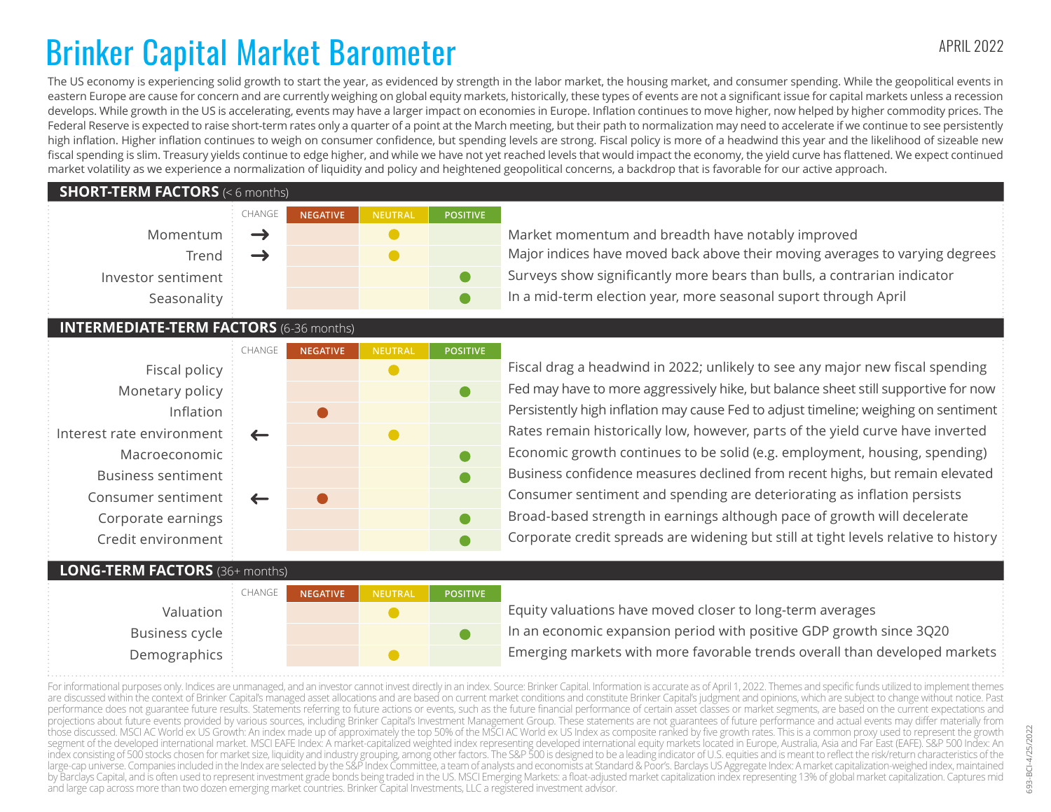# Brinker Capital Market Barometer

APRIL 2022

The US economy is experiencing solid growth to start the year, as evidenced by strength in the labor market, the housing market, and consumer spending. While the geopolitical events in eastern Europe are cause for concern and are currently weighing on global equity markets, historically, these types of events are not a significant issue for capital markets unless a recession develops. While growth in the US is accelerating, events may have a larger impact on economies in Europe. Inflation continues to move higher, now helped by higher commodity prices. The Federal Reserve is expected to raise short-term rates only a quarter of a point at the March meeting, but their path to normalization may need to accelerate if we continue to see persistently high inflation. Higher inflation continues to weigh on consumer confidence, but spending levels are strong. Fiscal policy is more of a headwind this year and the likelihood of sizeable new fiscal spending is slim. Treasury yields continue to edge higher, and while we have not yet reached levels that would impact the economy, the yield curve has flattened. We expect continued market volatility as we experience a normalization of liquidity and policy and heightened geopolitical concerns, a backdrop that is favorable for our active approach.

## SHORT-TERM FACTORS (< 6 months)

| | CHANGE | NEGATIVE | NEUTRAL | POSITIVE | |
|---|---|---|---|---|---|
| Momentum | → | | ● | | Market momentum and breadth have notably improved |
| Trend | → | | ● | | Major indices have moved back above their moving averages to varying degrees |
| Investor sentiment | | | | ● | Surveys show significantly more bears than bulls, a contrarian indicator |
| Seasonality | | | | ● | In a mid-term election year, more seasonal suport through April |

## INTERMEDIATE-TERM FACTORS (6-36 months)

| | CHANGE | NEGATIVE | NEUTRAL | POSITIVE | |
|---|---|---|---|---|---|
| Fiscal policy | | | ● | | Fiscal drag a headwind in 2022; unlikely to see any major new fiscal spending |
| Monetary policy | | | | ● | Fed may have to more aggressively hike, but balance sheet still supportive for now |
| Inflation | | ● | | | Persistently high inflation may cause Fed to adjust timeline; weighing on sentiment |
| Interest rate environment | ← | | ● | | Rates remain historically low, however, parts of the yield curve have inverted |
| Macroeconomic | | | | ● | Economic growth continues to be solid (e.g. employment, housing, spending) |
| Business sentiment | | | | ● | Business confidence measures declined from recent highs, but remain elevated |
| Consumer sentiment | ← | ● | | | Consumer sentiment and spending are deteriorating as inflation persists |
| Corporate earnings | | | | ● | Broad-based strength in earnings although pace of growth will decelerate |
| Credit environment | | | | ● | Corporate credit spreads are widening but still at tight levels relative to history |

## LONG-TERM FACTORS (36+ months)

| | CHANGE | NEGATIVE | NEUTRAL | POSITIVE | |
|---|---|---|---|---|---|
| Valuation | | | ● | | Equity valuations have moved closer to long-term averages |
| Business cycle | | | | ● | In an economic expansion period with positive GDP growth since 3Q20 |
| Demographics | | | ● | | Emerging markets with more favorable trends overall than developed markets |

For informational purposes only. Indices are unmanaged, and an investor cannot invest directly in an index. Source: Brinker Capital. Information is accurate as of April 1, 2022. Themes and specific funds utilized to implement themes are discussed within the context of Brinker Capital's managed asset allocations and are based on current market conditions and constitute Brinker Capital's judgment and opinions, which are subject to change without notice. Past performance does not guarantee future results. Statements referring to future actions or events, such as the future financial performance of certain asset classes or market segments, are based on the current expectations and projections about future events provided by various sources, including Brinker Capital's Investment Management Group. These statements are not guarantees of future performance and actual events may differ materially from those discussed. MSCI AC World ex US Growth: An index made up of approximately the top 50% of the MSCI AC World ex US Index as composite ranked by five growth rates. This is a common proxy used to represent the growth segment of the developed international market. MSCI EAFE Index: A market-capitalized weighted index representing developed international equity markets located in Europe, Australia, Asia and Far East (EAFE). S&P 500 Index: An index consisting of 500 stocks chosen for market size, liquidity and industry grouping, among other factors. The S&P 500 is designed to be a leading indicator of U.S. equities and is meant to reflect the risk/return characteristics of the large-cap universe. Companies included in the Index are selected by the S&P Index Committee, a team of analysts and economists at Standard & Poor's. Barclays US Aggregate Index: A market capitalization-weighed index, maintained by Barclays Capital, and is often used to represent investment grade bonds being traded in the US. MSCI Emerging Markets: a float-adjusted market capitalization index representing 13% of global market capitalization. Captures mid and large cap across more than two dozen emerging market countries. Brinker Capital Investments, LLC a registered investment advisor.

693-BCI-4/25/2022